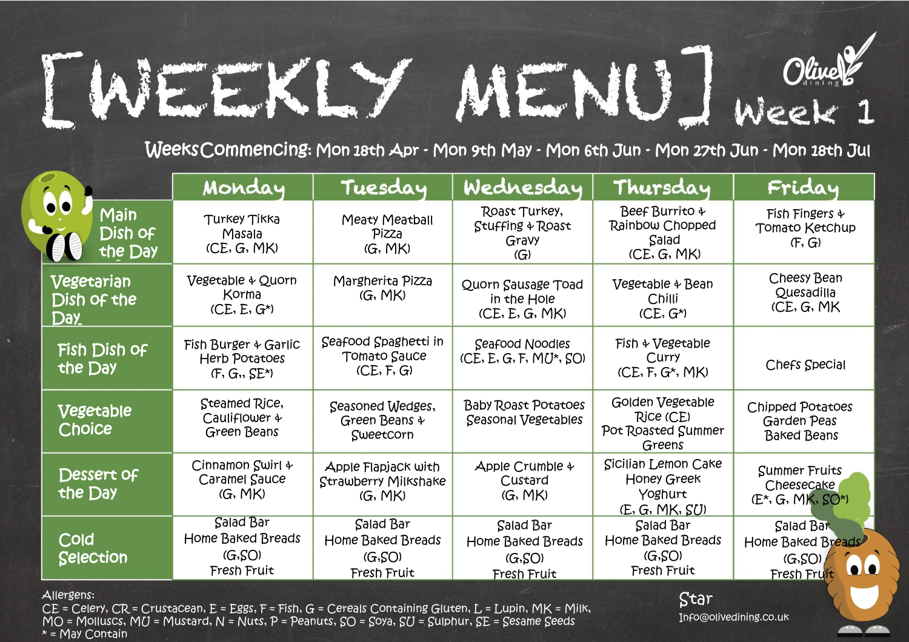# [WEEKLY MENU] Week 1

Olive dining

**Weeks Commencing:** Mon 18th Apr - Mon 9th May - Mon 6th Jun - Mon 27th Jun - Mon 18th Jul

| | Monday | Tuesday | Wednesday | Thursday | Friday |
|---|---|---|---|---|---|
| Main Dish of the Day | Turkey Tikka Masala (CE, G, MK) | Meaty Meatball Pizza (G, MK) | Roast Turkey, Stuffing & Roast Gravy (G) | Beef Burrito & Rainbow Chopped Salad (CE, G, MK) | Fish Fingers & Tomato Ketchup (F, G) |
| Vegetarian Dish of the Day | Vegetable & Quorn Korma (CE, E, G*) | Margherita Pizza (G, MK) | Quorn Sausage Toad in the Hole (CE, E, G, MK) | Vegetable & Bean Chilli (CE, G*) | Cheesy Bean Quesadilla (CE, G, MK |
| Fish Dish of the Day | Fish Burger & Garlic Herb Potatoes (F, G,, SE*) | Seafood Spaghetti in Tomato Sauce (CE, F, G) | Seafood Noodles (CE, E, G, F, MU*, SO) | Fish & Vegetable Curry (CE, F, G*, MK) | Chefs Special |
| Vegetable Choice | Steamed Rice, Cauliflower & Green Beans | Seasoned Wedges, Green Beans & Sweetcorn | Baby Roast Potatoes Seasonal Vegetables | Golden Vegetable Rice (CE) Pot Roasted Summer Greens | Chipped Potatoes Garden Peas Baked Beans |
| Dessert of the Day | Cinnamon Swirl & Caramel Sauce (G, MK) | Apple Flapjack with Strawberry Milkshake (G, MK) | Apple Crumble & Custard (G, MK) | Sicilian Lemon Cake Honey Greek Yoghurt (E, G, MK, SU) | Summer Fruits Cheesecake (E*, G, MK, SO*) |
| Cold Selection | Salad Bar Home Baked Breads (G,SO) Fresh Fruit | Salad Bar Home Baked Breads (G,SO) Fresh Fruit | Salad Bar Home Baked Breads (G,SO) Fresh Fruit | Salad Bar Home Baked Breads (G,SO) Fresh Fruit | Salad Bar Home Baked Breads (G,SO) Fresh Fruit |

Allergens:
CE = Celery, CR = Crustacean, E = Eggs, F = Fish, G = Cereals Containing Gluten, L = Lupin, MK = Milk, MO = Molluscs, MU = Mustard, N = Nuts, P = Peanuts, SO = Soya, SU = Sulphur, SE = Sesame Seeds
* = May Contain

Star
Info@olivedining.co.uk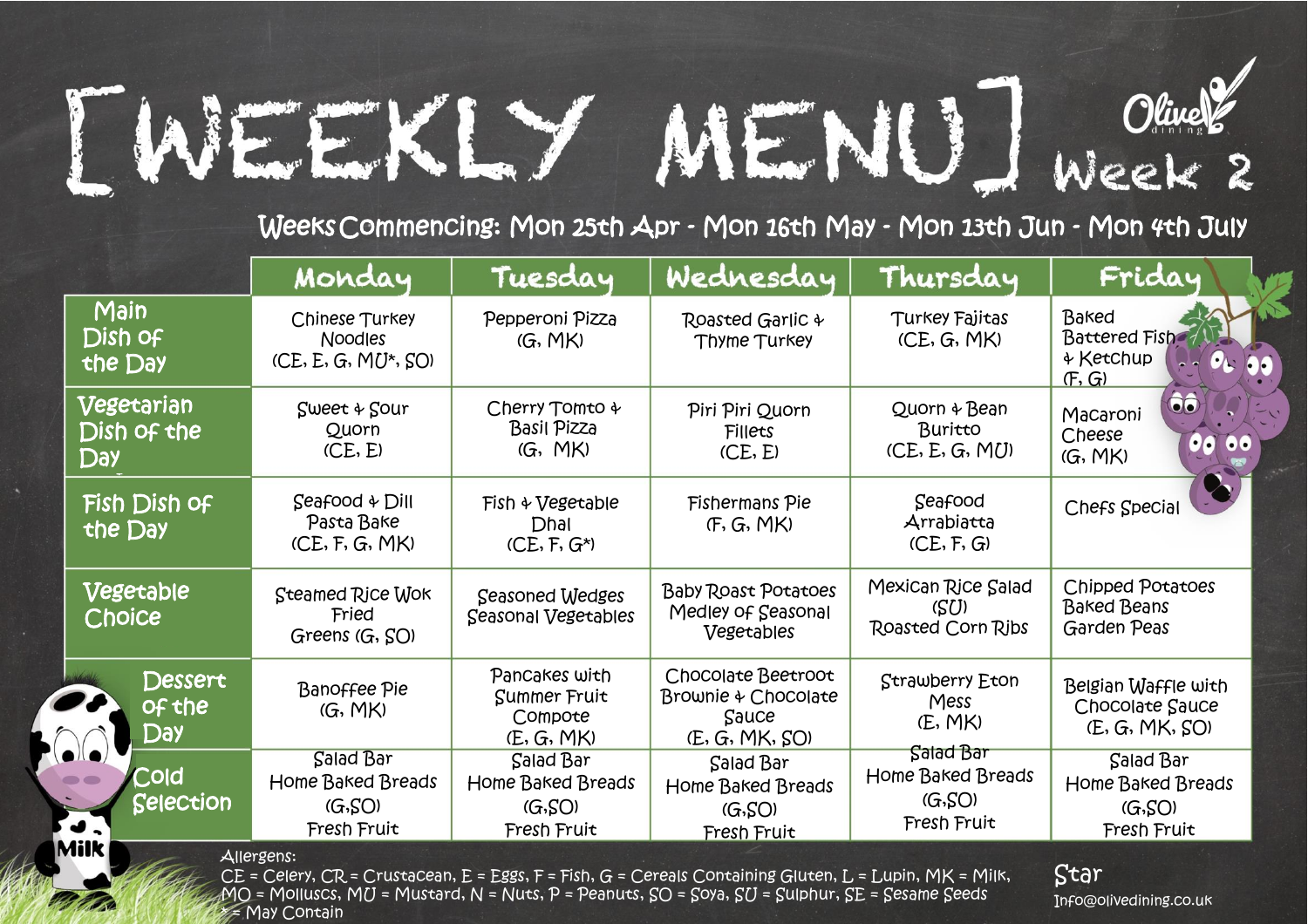# [WEEKLY MENU] Week 2

Olive dining

Weeks Commencing: Mon 25th Apr - Mon 16th May - Mon 13th Jun - Mon 4th July

| | Monday | Tuesday | Wednesday | Thursday | Friday |
|---|---|---|---|---|---|
| Main Dish of the Day | Chinese Turkey Noodles (CE, E, G, MU*, SO) | Pepperoni Pizza (G, MK) | Roasted Garlic & Thyme Turkey | Turkey Fajitas (CE, G, MK) | Baked Battered Fish & Ketchup (F, G) |
| Vegetarian Dish of the Day | Sweet & Sour Quorn (CE, E) | Cherry Tomto & Basil Pizza (G, MK) | Piri Piri Quorn Fillets (CE, E) | Quorn & Bean Burrito (CE, E, G, MU) | Macaroni Cheese (G, MK) |
| Fish Dish of the Day | Seafood & Dill Pasta Bake (CE, F, G, MK) | Fish & Vegetable Dhal (CE, F, G*) | Fishermans Pie (F, G, MK) | Seafood Arrabiatta (CE, F, G) | Chefs Special |
| Vegetable Choice | Steamed Rice Wok Fried Greens (G, SO) | Seasoned Wedges Seasonal Vegetables | Baby Roast Potatoes Medley of Seasonal Vegetables | Mexican Rice Salad (SU) Roasted Corn Ribs | Chipped Potatoes Baked Beans Garden Peas |
| Dessert of the Day | Banoffee Pie (G, MK) | Pancakes with Summer Fruit Compote (E, G, MK) | Chocolate Beetroot Brownie & Chocolate Sauce (E, G, MK, SO) | Strawberry Eton Mess (E, MK) | Belgian Waffle with Chocolate Sauce (E, G, MK, SO) |
| Cold Selection | Salad Bar Home Baked Breads (G,SO) Fresh Fruit | Salad Bar Home Baked Breads (G,SO) Fresh Fruit | Salad Bar Home Baked Breads (G,SO) Fresh Fruit | Salad Bar Home Baked Breads (G,SO) Fresh Fruit | Salad Bar Home Baked Breads (G,SO) Fresh Fruit |

Allergens:
CE = Celery, CR = Crustacean, E = Eggs, F = Fish, G = Cereals Containing Gluten, L = Lupin, MK = Milk, MO = Molluscs, MU = Mustard, N = Nuts, P = Peanuts, SO = Soya, SU = Sulphur, SE = Sesame Seeds
* = May Contain

Star
Info@olivedining.co.uk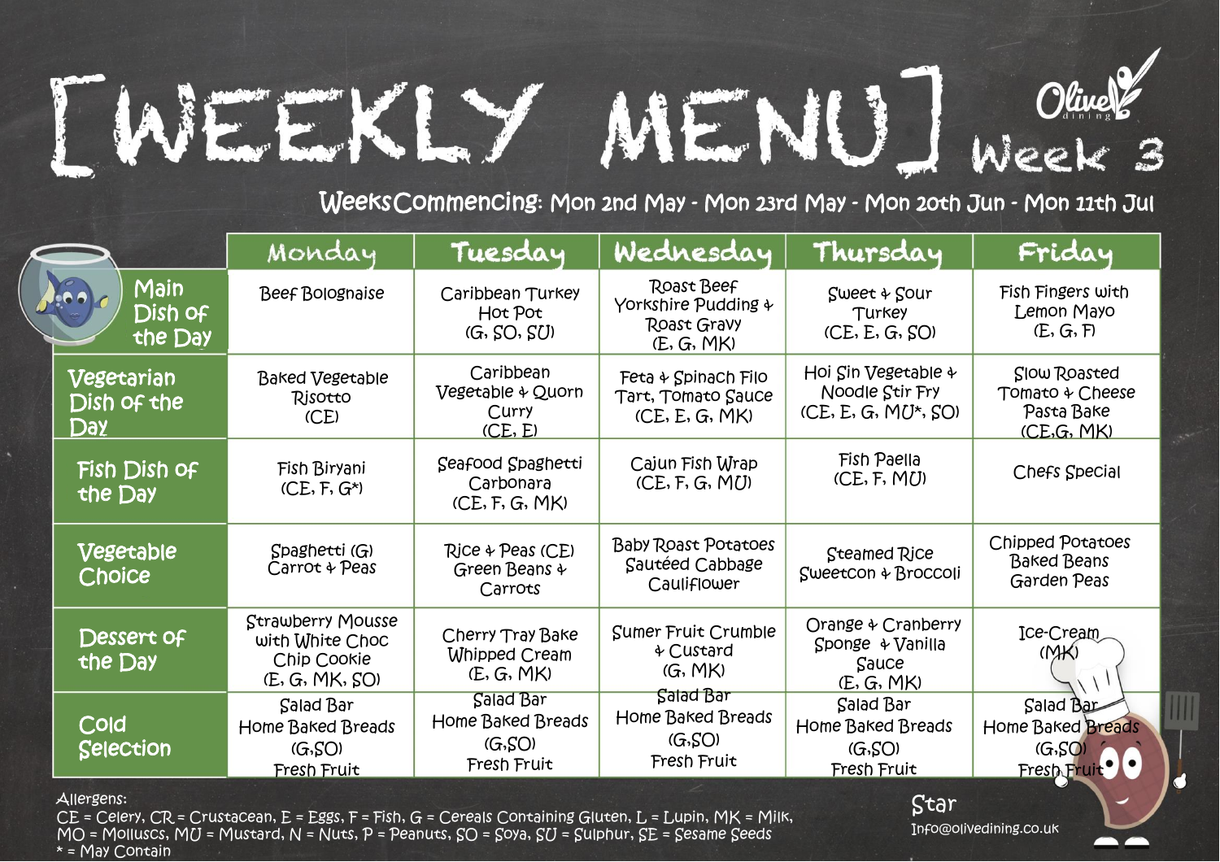# [WEEKLY MENU] Week 3

Olive dining

**Weeks Commencing:** Mon 2nd May - Mon 23rd May - Mon 20th Jun - Mon 11th Jul

| | Monday | Tuesday | Wednesday | Thursday | Friday |
|---|---|---|---|---|---|
| Main Dish of the Day | Beef Bolognaise | Caribbean Turkey Hot Pot (G, SO, SU) | Roast Beef Yorkshire Pudding & Roast Gravy (E, G, MK) | Sweet & Sour Turkey (CE, E, G, SO) | Fish Fingers with Lemon Mayo (E, G, F) |
| Vegetarian Dish of the Day | Baked Vegetable Risotto (CE) | Caribbean Vegetable & Quorn Curry (CE, E) | Feta & Spinach Filo Tart, Tomato Sauce (CE, E, G, MK) | Hoi Sin Vegetable & Noodle Stir Fry (CE, E, G, MU*, SO) | Slow Roasted Tomato & Cheese Pasta Bake (CE,G, MK) |
| Fish Dish of the Day | Fish Biryani (CE, F, G*) | Seafood Spaghetti Carbonara (CE, F, G, MK) | Cajun Fish Wrap (CE, F, G, MU) | Fish Paella (CE, F, MU) | Chefs Special |
| Vegetable Choice | Spaghetti (G) Carrot & Peas | Rice & Peas (CE) Green Beans & Carrots | Baby Roast Potatoes Sautéed Cabbage Cauliflower | Steamed Rice Sweetcon & Broccoli | Chipped Potatoes Baked Beans Garden Peas |
| Dessert of the Day | Strawberry Mousse with White Choc Chip Cookie (E, G, MK, SO) | Cherry Tray Bake Whipped Cream (E, G, MK) | Sumer Fruit Crumble & Custard (G, MK) | Orange & Cranberry Sponge & Vanilla Sauce (E, G, MK) | Ice-Cream (MK) |
| Cold Selection | Salad Bar Home Baked Breads (G,SO) Fresh Fruit | Salad Bar Home Baked Breads (G,SO) Fresh Fruit | Salad Bar Home Baked Breads (G,SO) Fresh Fruit | Salad Bar Home Baked Breads (G,SO) Fresh Fruit | Salad Bar Home Baked Breads (G,SO) Fresh Fruit |

Allergens:
CE = Celery, CR = Crustacean, E = Eggs, F = Fish, G = Cereals Containing Gluten, L = Lupin, MK = Milk, MO = Molluscs, MU = Mustard, N = Nuts, P = Peanuts, SO = Soya, SU = Sulphur, SE = Sesame Seeds
* = May Contain

Star
Info@olivedining.co.uk